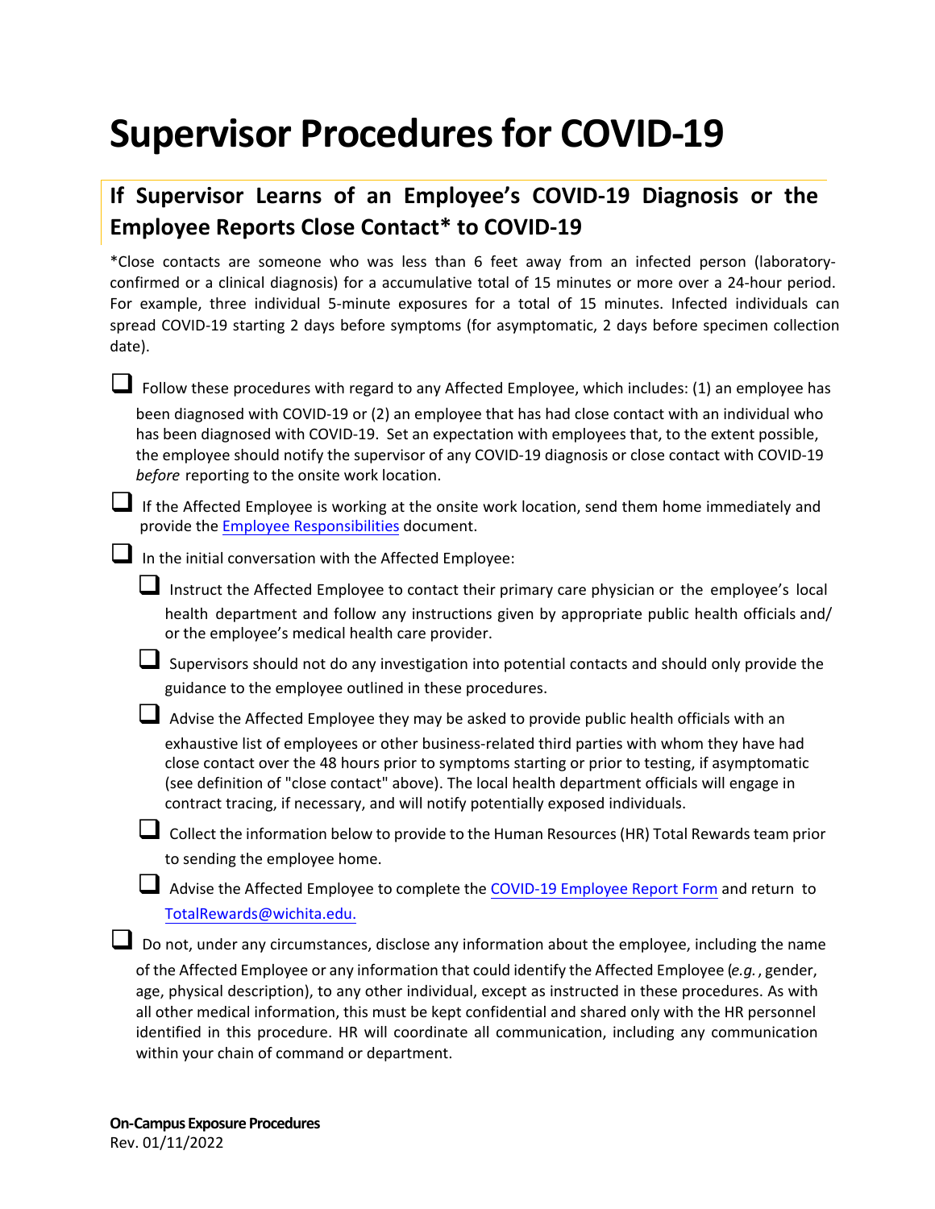# Supervisor Procedures for COVID-19

## If Supervisor Learns of an Employee's COVID-19 Diagnosis or the Employee Reports Close Contact* to COVID-19

*Close contacts are someone who was less than 6 feet away from an infected person (laboratory-confirmed or a clinical diagnosis) for a accumulative total of 15 minutes or more over a 24-hour period. For example, three individual 5-minute exposures for a total of 15 minutes. Infected individuals can spread COVID-19 starting 2 days before symptoms (for asymptomatic, 2 days before specimen collection date).

- ❑ Follow these procedures with regard to any Affected Employee, which includes: (1) an employee has been diagnosed with COVID-19 or (2) an employee that has had close contact with an individual who has been diagnosed with COVID-19. Set an expectation with employees that, to the extent possible, the employee should notify the supervisor of any COVID-19 diagnosis or close contact with COVID-19 *before* reporting to the onsite work location.
- ❑ If the Affected Employee is working at the onsite work location, send them home immediately and provide the Employee Responsibilities document.
- ❑ In the initial conversation with the Affected Employee:
  - ❑ Instruct the Affected Employee to contact their primary care physician or the employee's local health department and follow any instructions given by appropriate public health officials and/or the employee's medical health care provider.
  - ❑ Supervisors should not do any investigation into potential contacts and should only provide the guidance to the employee outlined in these procedures.
  - ❑ Advise the Affected Employee they may be asked to provide public health officials with an exhaustive list of employees or other business-related third parties with whom they have had close contact over the 48 hours prior to symptoms starting or prior to testing, if asymptomatic (see definition of "close contact" above). The local health department officials will engage in contract tracing, if necessary, and will notify potentially exposed individuals.
  - ❑ Collect the information below to provide to the Human Resources (HR) Total Rewards team prior to sending the employee home.
  - ❑ Advise the Affected Employee to complete the COVID-19 Employee Report Form and return to TotalRewards@wichita.edu.
- ❑ Do not, under any circumstances, disclose any information about the employee, including the name of the Affected Employee or any information that could identify the Affected Employee (*e.g.*, gender, age, physical description), to any other individual, except as instructed in these procedures. As with all other medical information, this must be kept confidential and shared only with the HR personnel identified in this procedure. HR will coordinate all communication, including any communication within your chain of command or department.

**On-Campus Exposure Procedures**
Rev. 01/11/2022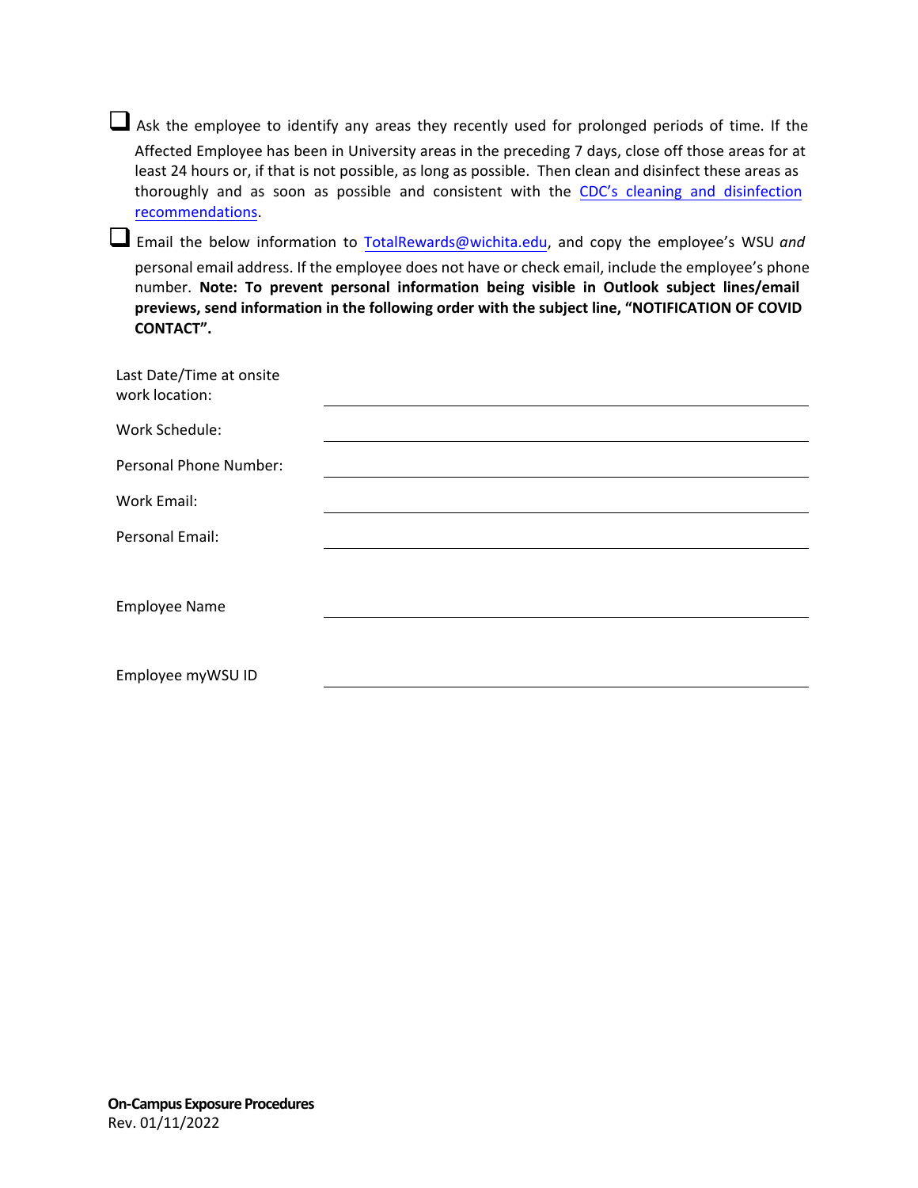- [ ] Ask the employee to identify any areas they recently used for prolonged periods of time. If the Affected Employee has been in University areas in the preceding 7 days, close off those areas for at least 24 hours or, if that is not possible, as long as possible. Then clean and disinfect these areas as thoroughly and as soon as possible and consistent with the CDC's cleaning and disinfection recommendations.

- [ ] Email the below information to TotalRewards@wichita.edu, and copy the employee's WSU *and* personal email address. If the employee does not have or check email, include the employee's phone number. **Note: To prevent personal information being visible in Outlook subject lines/email previews, send information in the following order with the subject line, "NOTIFICATION OF COVID CONTACT".**

Last Date/Time at onsite work location: \_\_\_\_\_\_\_\_\_\_\_\_\_\_\_\_\_\_\_\_\_\_\_\_\_\_\_\_\_\_

Work Schedule: \_\_\_\_\_\_\_\_\_\_\_\_\_\_\_\_\_\_\_\_\_\_\_\_\_\_\_\_\_\_

Personal Phone Number: \_\_\_\_\_\_\_\_\_\_\_\_\_\_\_\_\_\_\_\_\_\_\_\_\_\_\_\_\_\_

Work Email: \_\_\_\_\_\_\_\_\_\_\_\_\_\_\_\_\_\_\_\_\_\_\_\_\_\_\_\_\_\_

Personal Email: \_\_\_\_\_\_\_\_\_\_\_\_\_\_\_\_\_\_\_\_\_\_\_\_\_\_\_\_\_\_

Employee Name \_\_\_\_\_\_\_\_\_\_\_\_\_\_\_\_\_\_\_\_\_\_\_\_\_\_\_\_\_\_

Employee myWSU ID \_\_\_\_\_\_\_\_\_\_\_\_\_\_\_\_\_\_\_\_\_\_\_\_\_\_\_\_\_\_

**On-Campus Exposure Procedures**
Rev. 01/11/2022